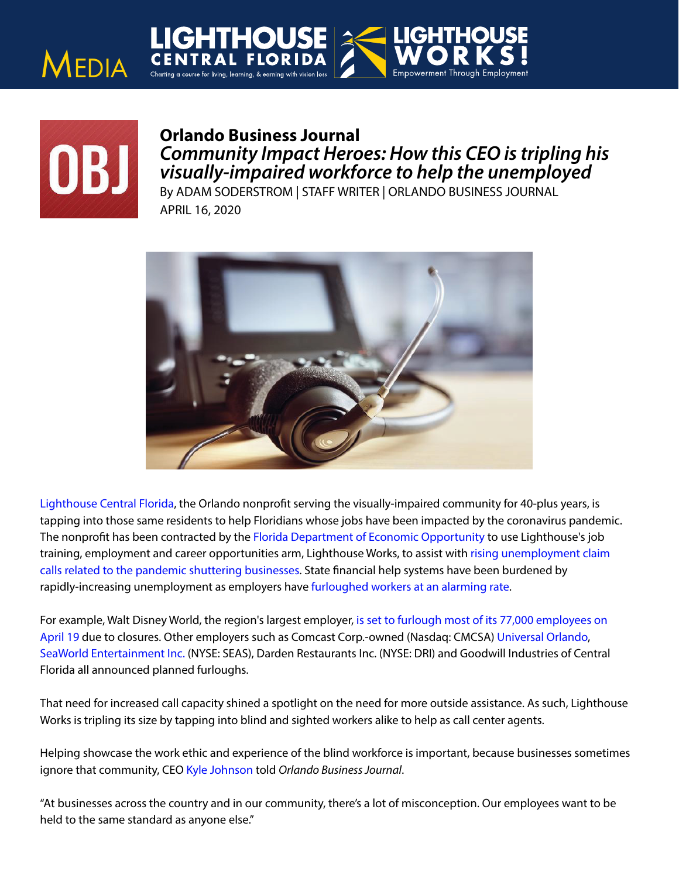# Orlando Business Journal

## *Community Impact Heroes: How this CEO is tripling his visually-impaired workforce to help the unemployed*

By ADAM SODERSTROM | STAFF WRITER | ORLANDO BUSINESS JOURNAL
APRIL 16, 2020

Lighthouse Central Florida, the Orlando nonprofit serving the visually-impaired community for 40-plus years, is tapping into those same residents to help Floridians whose jobs have been impacted by the coronavirus pandemic. The nonprofit has been contracted by the Florida Department of Economic Opportunity to use Lighthouse's job training, employment and career opportunities arm, Lighthouse Works, to assist with rising unemployment claim calls related to the pandemic shuttering businesses. State financial help systems have been burdened by rapidly-increasing unemployment as employers have furloughed workers at an alarming rate.

For example, Walt Disney World, the region's largest employer, is set to furlough most of its 77,000 employees on April 19 due to closures. Other employers such as Comcast Corp.-owned (Nasdaq: CMCSA) Universal Orlando, SeaWorld Entertainment Inc. (NYSE: SEAS), Darden Restaurants Inc. (NYSE: DRI) and Goodwill Industries of Central Florida all announced planned furloughs.

That need for increased call capacity shined a spotlight on the need for more outside assistance. As such, Lighthouse Works is tripling its size by tapping into blind and sighted workers alike to help as call center agents.

Helping showcase the work ethic and experience of the blind workforce is important, because businesses sometimes ignore that community, CEO Kyle Johnson told *Orlando Business Journal*.

"At businesses across the country and in our community, there's a lot of misconception. Our employees want to be held to the same standard as anyone else."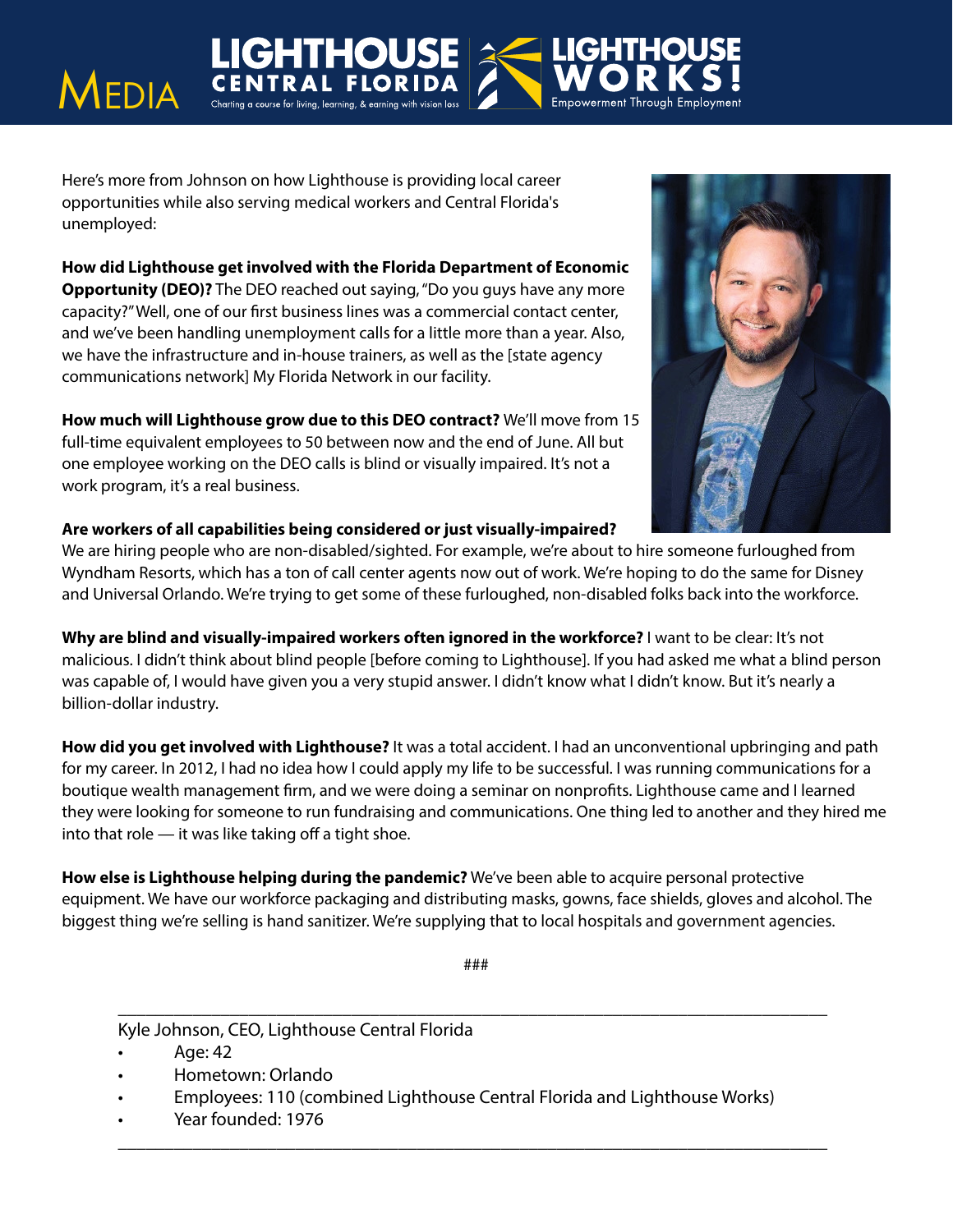Here's more from Johnson on how Lighthouse is providing local career opportunities while also serving medical workers and Central Florida's unemployed:

**How did Lighthouse get involved with the Florida Department of Economic Opportunity (DEO)?** The DEO reached out saying, "Do you guys have any more capacity?" Well, one of our first business lines was a commercial contact center, and we've been handling unemployment calls for a little more than a year. Also, we have the infrastructure and in-house trainers, as well as the [state agency communications network] My Florida Network in our facility.

**How much will Lighthouse grow due to this DEO contract?** We'll move from 15 full-time equivalent employees to 50 between now and the end of June. All but one employee working on the DEO calls is blind or visually impaired. It's not a work program, it's a real business.

**Are workers of all capabilities being considered or just visually-impaired?** We are hiring people who are non-disabled/sighted. For example, we're about to hire someone furloughed from Wyndham Resorts, which has a ton of call center agents now out of work. We're hoping to do the same for Disney and Universal Orlando. We're trying to get some of these furloughed, non-disabled folks back into the workforce.

**Why are blind and visually-impaired workers often ignored in the workforce?** I want to be clear: It's not malicious. I didn't think about blind people [before coming to Lighthouse]. If you had asked me what a blind person was capable of, I would have given you a very stupid answer. I didn't know what I didn't know. But it's nearly a billion-dollar industry.

**How did you get involved with Lighthouse?** It was a total accident. I had an unconventional upbringing and path for my career. In 2012, I had no idea how I could apply my life to be successful. I was running communications for a boutique wealth management firm, and we were doing a seminar on nonprofits. Lighthouse came and I learned they were looking for someone to run fundraising and communications. One thing led to another and they hired me into that role — it was like taking off a tight shoe.

**How else is Lighthouse helping during the pandemic?** We've been able to acquire personal protective equipment. We have our workforce packaging and distributing masks, gowns, face shields, gloves and alcohol. The biggest thing we're selling is hand sanitizer. We're supplying that to local hospitals and government agencies.

###

---

Kyle Johnson, CEO, Lighthouse Central Florida

- Age: 42
- Hometown: Orlando
- Employees: 110 (combined Lighthouse Central Florida and Lighthouse Works)
- Year founded: 1976

---